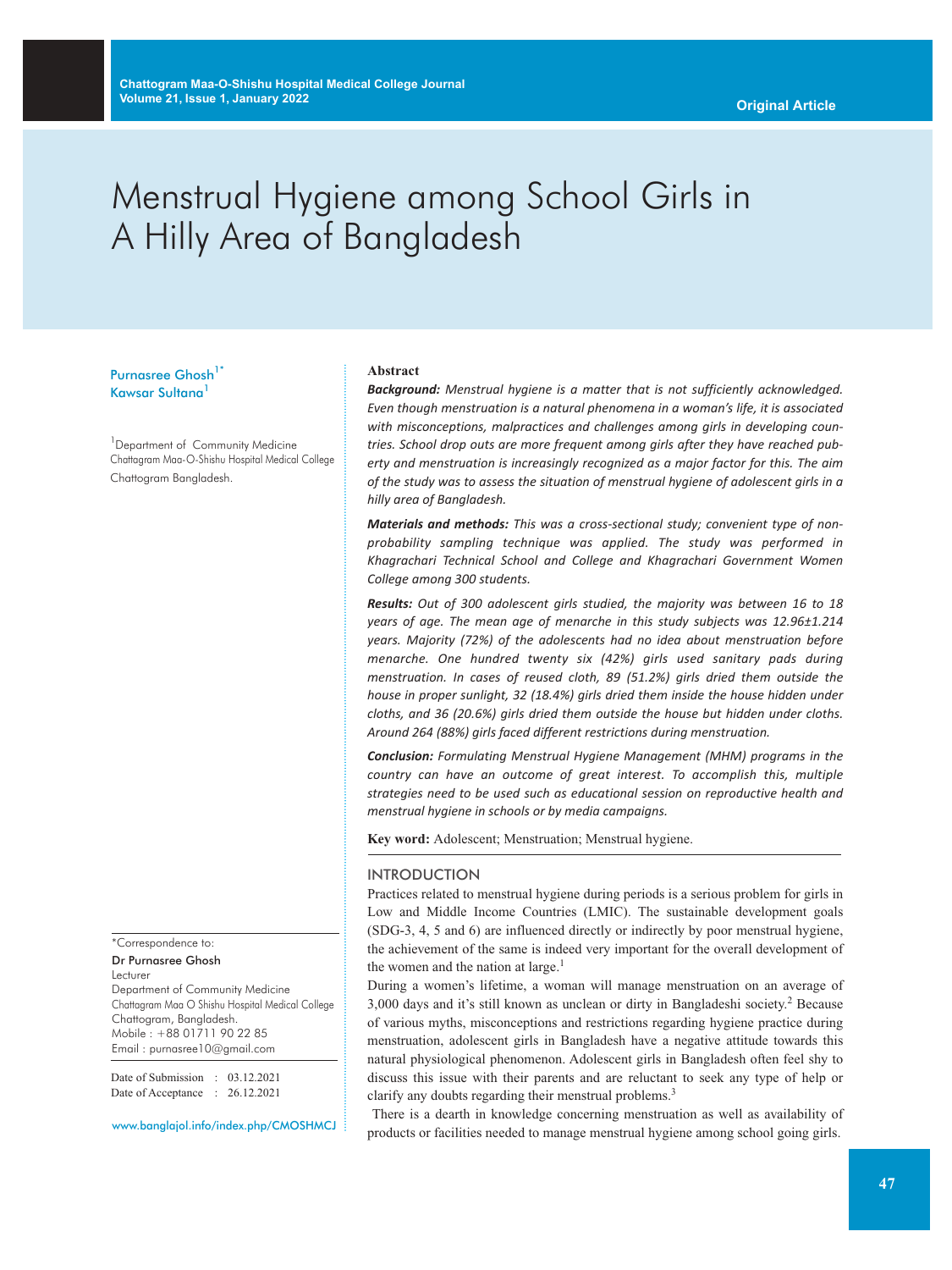Original Article

# Menstrual Hygiene among School Girls in A Hilly Area of Bangladesh

Purnasree Ghosh[1*]
Kawsar Sultana[1]

[1]Department of Community Medicine
Chattogram Maa-O-Shishu Hospital Medical College
Chattogram Bangladesh.

**Abstract**

***Background:*** *Menstrual hygiene is a matter that is not sufficiently acknowledged. Even though menstruation is a natural phenomena in a woman's life, it is associated with misconceptions, malpractices and challenges among girls in developing countries. School drop outs are more frequent among girls after they have reached puberty and menstruation is increasingly recognized as a major factor for this. The aim of the study was to assess the situation of menstrual hygiene of adolescent girls in a hilly area of Bangladesh.*

***Materials and methods:*** *This was a cross-sectional study; convenient type of non-probability sampling technique was applied. The study was performed in Khagrachari Technical School and College and Khagrachari Government Women College among 300 students.*

***Results:*** *Out of 300 adolescent girls studied, the majority was between 16 to 18 years of age. The mean age of menarche in this study subjects was 12.96±1.214 years. Majority (72%) of the adolescents had no idea about menstruation before menarche. One hundred twenty six (42%) girls used sanitary pads during menstruation. In cases of reused cloth, 89 (51.2%) girls dried them outside the house in proper sunlight, 32 (18.4%) girls dried them inside the house hidden under cloths, and 36 (20.6%) girls dried them outside the house but hidden under cloths. Around 264 (88%) girls faced different restrictions during menstruation.*

***Conclusion:*** *Formulating Menstrual Hygiene Management (MHM) programs in the country can have an outcome of great interest. To accomplish this, multiple strategies need to be used such as educational session on reproductive health and menstrual hygiene in schools or by media campaigns.*

**Key word:** Adolescent; Menstruation; Menstrual hygiene.

## INTRODUCTION

Practices related to menstrual hygiene during periods is a serious problem for girls in Low and Middle Income Countries (LMIC). The sustainable development goals (SDG-3, 4, 5 and 6) are influenced directly or indirectly by poor menstrual hygiene, the achievement of the same is indeed very important for the overall development of the women and the nation at large.[1]

During a women's lifetime, a woman will manage menstruation on an average of 3,000 days and it's still known as unclean or dirty in Bangladeshi society.[2] Because of various myths, misconceptions and restrictions regarding hygiene practice during menstruation, adolescent girls in Bangladesh have a negative attitude towards this natural physiological phenomenon. Adolescent girls in Bangladesh often feel shy to discuss this issue with their parents and are reluctant to seek any type of help or clarify any doubts regarding their menstrual problems.[3]

There is a dearth in knowledge concerning menstruation as well as availability of products or facilities needed to manage menstrual hygiene among school going girls.

*Correspondence to:
Dr Purnasree Ghosh
Lecturer
Department of Community Medicine
Chattogram Maa O Shishu Hospital Medical College
Chattogram, Bangladesh.
Mobile : +88 01711 90 22 85
Email : purnasree10@gmail.com

Date of Submission : 03.12.2021
Date of Acceptance : 26.12.2021

www.banglajol.info/index.php/CMOSHMCJ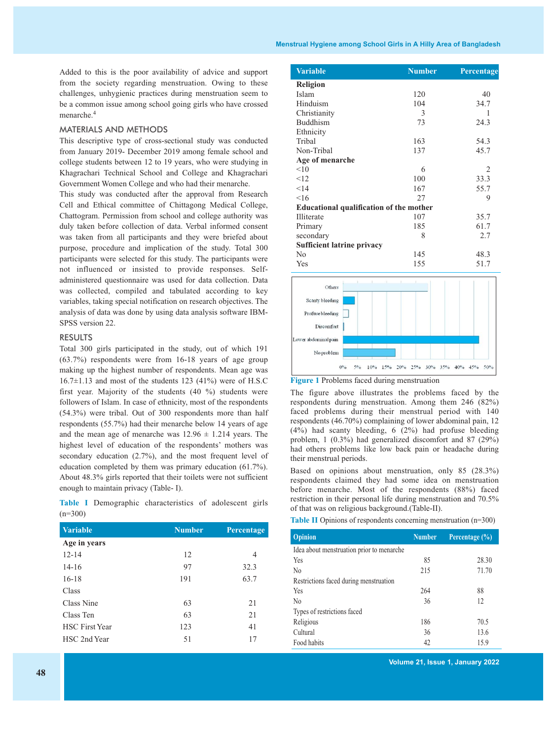Added to this is the poor availability of advice and support from the society regarding menstruation. Owing to these challenges, unhygienic practices during menstruation seem to be a common issue among school going girls who have crossed menarche.[4]

## MATERIALS AND METHODS

This descriptive type of cross-sectional study was conducted from January 2019- December 2019 among female school and college students between 12 to 19 years, who were studying in Khagrachari Technical School and College and Khagrachari Government Women College and who had their menarche.

This study was conducted after the approval from Research Cell and Ethical committee of Chittagong Medical College, Chattogram. Permission from school and college authority was duly taken before collection of data. Verbal informed consent was taken from all participants and they were briefed about purpose, procedure and implication of the study. Total 300 participants were selected for this study. The participants were not influenced or insisted to provide responses. Self-administered questionnaire was used for data collection. Data was collected, compiled and tabulated according to key variables, taking special notification on research objectives. The analysis of data was done by using data analysis software IBM-SPSS version 22.

## RESULTS

Total 300 girls participated in the study, out of which 191 (63.7%) respondents were from 16-18 years of age group making up the highest number of respondents. Mean age was 16.7±1.13 and most of the students 123 (41%) were of H.S.C first year. Majority of the students (40 %) students were followers of Islam. In case of ethnicity, most of the respondents (54.3%) were tribal. Out of 300 respondents more than half respondents (55.7%) had their menarche below 14 years of age and the mean age of menarche was 12.96 ± 1.214 years. The highest level of education of the respondents' mothers was secondary education (2.7%), and the most frequent level of education completed by them was primary education (61.7%). About 48.3% girls reported that their toilets were not sufficient enough to maintain privacy (Table- I).

**Table I** Demographic characteristics of adolescent girls (n=300)

| Variable | Number | Percentage |
|---|---|---|
| **Age in years** | | |
| 12-14 | 12 | 4 |
| 14-16 | 97 | 32.3 |
| 16-18 | 191 | 63.7 |
| Class | | |
| Class Nine | 63 | 21 |
| Class Ten | 63 | 21 |
| HSC First Year | 123 | 41 |
| HSC 2nd Year | 51 | 17 |
| **Religion** | | |
| Islam | 120 | 40 |
| Hinduism | 104 | 34.7 |
| Christianity | 3 | 1 |
| Buddhism | 73 | 24.3 |
| Ethnicity | | |
| Tribal | 163 | 54.3 |
| Non-Tribal | 137 | 45.7 |
| **Age of menarche** | | |
| <10 | 6 | 2 |
| <12 | 100 | 33.3 |
| <14 | 167 | 55.7 |
| <16 | 27 | 9 |
| **Educational qualification of the mother** | | |
| Illiterate | 107 | 35.7 |
| Primary | 185 | 61.7 |
| secondary | 8 | 2.7 |
| **Sufficient latrine privacy** | | |
| No | 145 | 48.3 |
| Yes | 155 | 51.7 |

**Figure 1** Problems faced during menstruation

The figure above illustrates the problems faced by the respondents during menstruation. Among them 246 (82%) faced problems during their menstrual period with 140 respondents (46.70%) complaining of lower abdominal pain, 12 (4%) had scanty bleeding, 6 (2%) had profuse bleeding problem, 1 (0.3%) had generalized discomfort and 87 (29%) had others problems like low back pain or headache during their menstrual periods.

Based on opinions about menstruation, only 85 (28.3%) respondents claimed they had some idea on menstruation before menarche. Most of the respondents (88%) faced restriction in their personal life during menstruation and 70.5% of that was on religious background.(Table-II).

**Table II** Opinions of respondents concerning menstruation (n=300)

| Opinion | Number | Percentage (%) |
|---|---|---|
| Idea about menstruation prior to menarche | | |
| Yes | 85 | 28.30 |
| No | 215 | 71.70 |
| Restrictions faced during menstruation | | |
| Yes | 264 | 88 |
| No | 36 | 12 |
| Types of restrictions faced | | |
| Religious | 186 | 70.5 |
| Cultural | 36 | 13.6 |
| Food habits | 42 | 15.9 |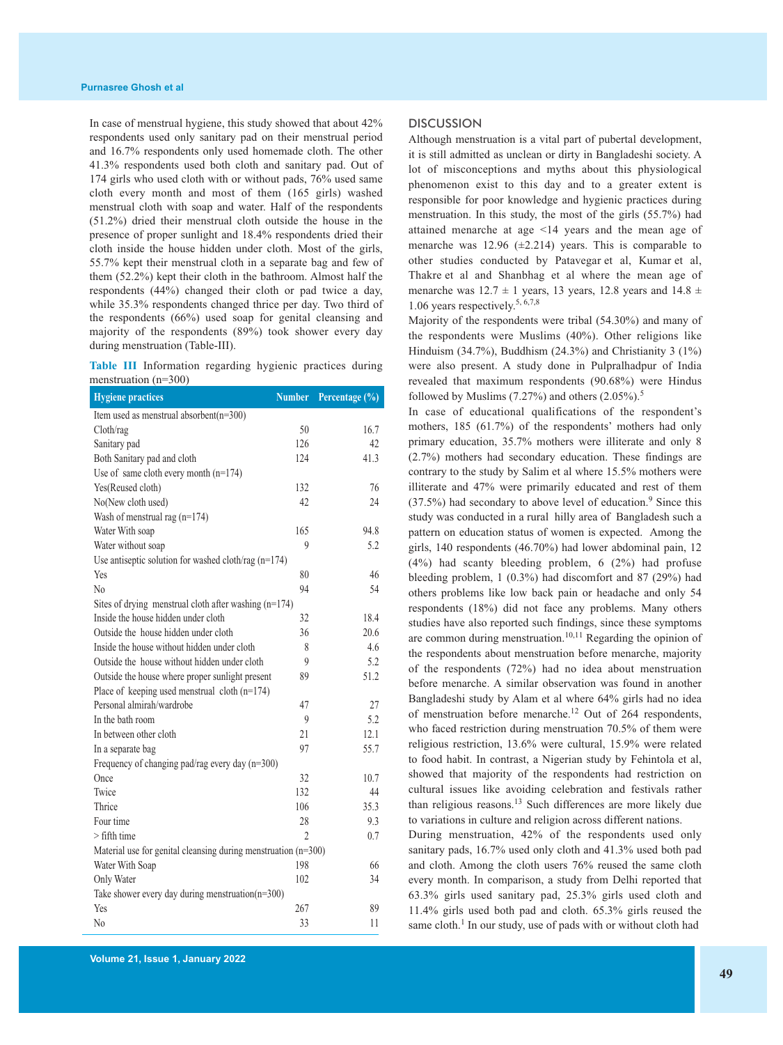In case of menstrual hygiene, this study showed that about 42% respondents used only sanitary pad on their menstrual period and 16.7% respondents only used homemade cloth. The other 41.3% respondents used both cloth and sanitary pad. Out of 174 girls who used cloth with or without pads, 76% used same cloth every month and most of them (165 girls) washed menstrual cloth with soap and water. Half of the respondents (51.2%) dried their menstrual cloth outside the house in the presence of proper sunlight and 18.4% respondents dried their cloth inside the house hidden under cloth. Most of the girls, 55.7% kept their menstrual cloth in a separate bag and few of them (52.2%) kept their cloth in the bathroom. Almost half the respondents (44%) changed their cloth or pad twice a day, while 35.3% respondents changed thrice per day. Two third of the respondents (66%) used soap for genital cleansing and majority of the respondents (89%) took shower every day during menstruation (Table-III).

**Table III** Information regarding hygienic practices during menstruation (n=300)

| Hygiene practices | Number | Percentage (%) |
|---|---|---|
| Item used as menstrual absorbent(n=300) | | |
| Cloth/rag | 50 | 16.7 |
| Sanitary pad | 126 | 42 |
| Both Sanitary pad and cloth | 124 | 41.3 |
| Use of same cloth every month (n=174) | | |
| Yes(Reused cloth) | 132 | 76 |
| No(New cloth used) | 42 | 24 |
| Wash of menstrual rag (n=174) | | |
| Water With soap | 165 | 94.8 |
| Water without soap | 9 | 5.2 |
| Use antiseptic solution for washed cloth/rag (n=174) | | |
| Yes | 80 | 46 |
| No | 94 | 54 |
| Sites of drying menstrual cloth after washing (n=174) | | |
| Inside the house hidden under cloth | 32 | 18.4 |
| Outside the house hidden under cloth | 36 | 20.6 |
| Inside the house without hidden under cloth | 8 | 4.6 |
| Outside the house without hidden under cloth | 9 | 5.2 |
| Outside the house where proper sunlight present | 89 | 51.2 |
| Place of keeping used menstrual cloth (n=174) | | |
| Personal almirah/wardrobe | 47 | 27 |
| In the bath room | 9 | 5.2 |
| In between other cloth | 21 | 12.1 |
| In a separate bag | 97 | 55.7 |
| Frequency of changing pad/rag every day (n=300) | | |
| Once | 32 | 10.7 |
| Twice | 132 | 44 |
| Thrice | 106 | 35.3 |
| Four time | 28 | 9.3 |
| > fifth time | 2 | 0.7 |
| Material use for genital cleansing during menstruation (n=300) | | |
| Water With Soap | 198 | 66 |
| Only Water | 102 | 34 |
| Take shower every day during menstruation(n=300) | | |
| Yes | 267 | 89 |
| No | 33 | 11 |

## DISCUSSION

Although menstruation is a vital part of pubertal development, it is still admitted as unclean or dirty in Bangladeshi society. A lot of misconceptions and myths about this physiological phenomenon exist to this day and to a greater extent is responsible for poor knowledge and hygienic practices during menstruation. In this study, the most of the girls (55.7%) had attained menarche at age <14 years and the mean age of menarche was 12.96 (±2.214) years. This is comparable to other studies conducted by Patavegar et al, Kumar et al, Thakre et al and Shanbhag et al where the mean age of menarche was 12.7 ± 1 years, 13 years, 12.8 years and 14.8 ± 1.06 years respectively.[5, 6,7,8]

Majority of the respondents were tribal (54.30%) and many of the respondents were Muslims (40%). Other religions like Hinduism (34.7%), Buddhism (24.3%) and Christianity 3 (1%) were also present. A study done in Pulpralhadpur of India revealed that maximum respondents (90.68%) were Hindus followed by Muslims (7.27%) and others (2.05%).[5]

In case of educational qualifications of the respondent's mothers, 185 (61.7%) of the respondents' mothers had only primary education, 35.7% mothers were illiterate and only 8 (2.7%) mothers had secondary education. These findings are contrary to the study by Salim et al where 15.5% mothers were illiterate and 47% were primarily educated and rest of them (37.5%) had secondary to above level of education.[9] Since this study was conducted in a rural hilly area of Bangladesh such a pattern on education status of women is expected. Among the girls, 140 respondents (46.70%) had lower abdominal pain, 12 (4%) had scanty bleeding problem, 6 (2%) had profuse bleeding problem, 1 (0.3%) had discomfort and 87 (29%) had others problems like low back pain or headache and only 54 respondents (18%) did not face any problems. Many others studies have also reported such findings, since these symptoms are common during menstruation.[10,11] Regarding the opinion of the respondents about menstruation before menarche, majority of the respondents (72%) had no idea about menstruation before menarche. A similar observation was found in another Bangladeshi study by Alam et al where 64% girls had no idea of menstruation before menarche.[12] Out of 264 respondents, who faced restriction during menstruation 70.5% of them were religious restriction, 13.6% were cultural, 15.9% were related to food habit. In contrast, a Nigerian study by Fehintola et al, showed that majority of the respondents had restriction on cultural issues like avoiding celebration and festivals rather than religious reasons.[13] Such differences are more likely due to variations in culture and religion across different nations.

During menstruation, 42% of the respondents used only sanitary pads, 16.7% used only cloth and 41.3% used both pad and cloth. Among the cloth users 76% reused the same cloth every month. In comparison, a study from Delhi reported that 63.3% girls used sanitary pad, 25.3% girls used cloth and 11.4% girls used both pad and cloth. 65.3% girls reused the same cloth.[1] In our study, use of pads with or without cloth had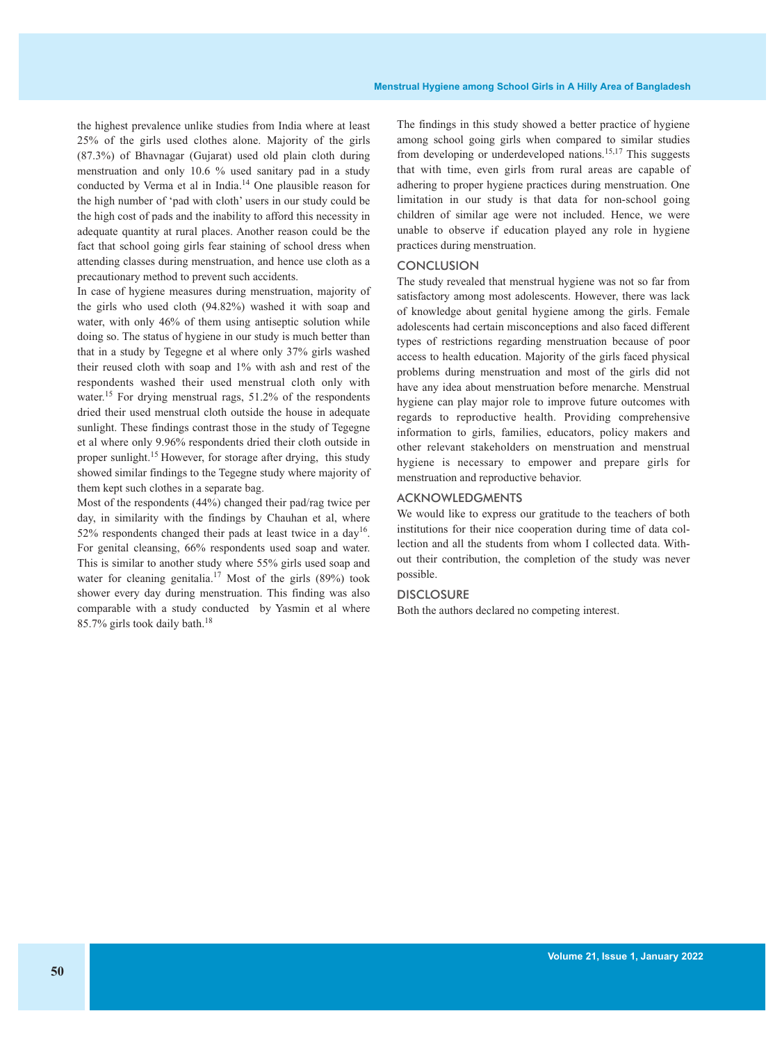the highest prevalence unlike studies from India where at least 25% of the girls used clothes alone. Majority of the girls (87.3%) of Bhavnagar (Gujarat) used old plain cloth during menstruation and only 10.6 % used sanitary pad in a study conducted by Verma et al in India.[14] One plausible reason for the high number of 'pad with cloth' users in our study could be the high cost of pads and the inability to afford this necessity in adequate quantity at rural places. Another reason could be the fact that school going girls fear staining of school dress when attending classes during menstruation, and hence use cloth as a precautionary method to prevent such accidents.

In case of hygiene measures during menstruation, majority of the girls who used cloth (94.82%) washed it with soap and water, with only 46% of them using antiseptic solution while doing so. The status of hygiene in our study is much better than that in a study by Tegegne et al where only 37% girls washed their reused cloth with soap and 1% with ash and rest of the respondents washed their used menstrual cloth only with water.[15] For drying menstrual rags, 51.2% of the respondents dried their used menstrual cloth outside the house in adequate sunlight. These findings contrast those in the study of Tegegne et al where only 9.96% respondents dried their cloth outside in proper sunlight.[15] However, for storage after drying, this study showed similar findings to the Tegegne study where majority of them kept such clothes in a separate bag.

Most of the respondents (44%) changed their pad/rag twice per day, in similarity with the findings by Chauhan et al, where 52% respondents changed their pads at least twice in a day[16]. For genital cleansing, 66% respondents used soap and water. This is similar to another study where 55% girls used soap and water for cleaning genitalia.[17] Most of the girls (89%) took shower every day during menstruation. This finding was also comparable with a study conducted by Yasmin et al where 85.7% girls took daily bath.[18]

The findings in this study showed a better practice of hygiene among school going girls when compared to similar studies from developing or underdeveloped nations.[15,17] This suggests that with time, even girls from rural areas are capable of adhering to proper hygiene practices during menstruation. One limitation in our study is that data for non-school going children of similar age were not included. Hence, we were unable to observe if education played any role in hygiene practices during menstruation.

## CONCLUSION

The study revealed that menstrual hygiene was not so far from satisfactory among most adolescents. However, there was lack of knowledge about genital hygiene among the girls. Female adolescents had certain misconceptions and also faced different types of restrictions regarding menstruation because of poor access to health education. Majority of the girls faced physical problems during menstruation and most of the girls did not have any idea about menstruation before menarche. Menstrual hygiene can play major role to improve future outcomes with regards to reproductive health. Providing comprehensive information to girls, families, educators, policy makers and other relevant stakeholders on menstruation and menstrual hygiene is necessary to empower and prepare girls for menstruation and reproductive behavior.

## ACKNOWLEDGMENTS

We would like to express our gratitude to the teachers of both institutions for their nice cooperation during time of data collection and all the students from whom I collected data. Without their contribution, the completion of the study was never possible.

## DISCLOSURE

Both the authors declared no competing interest.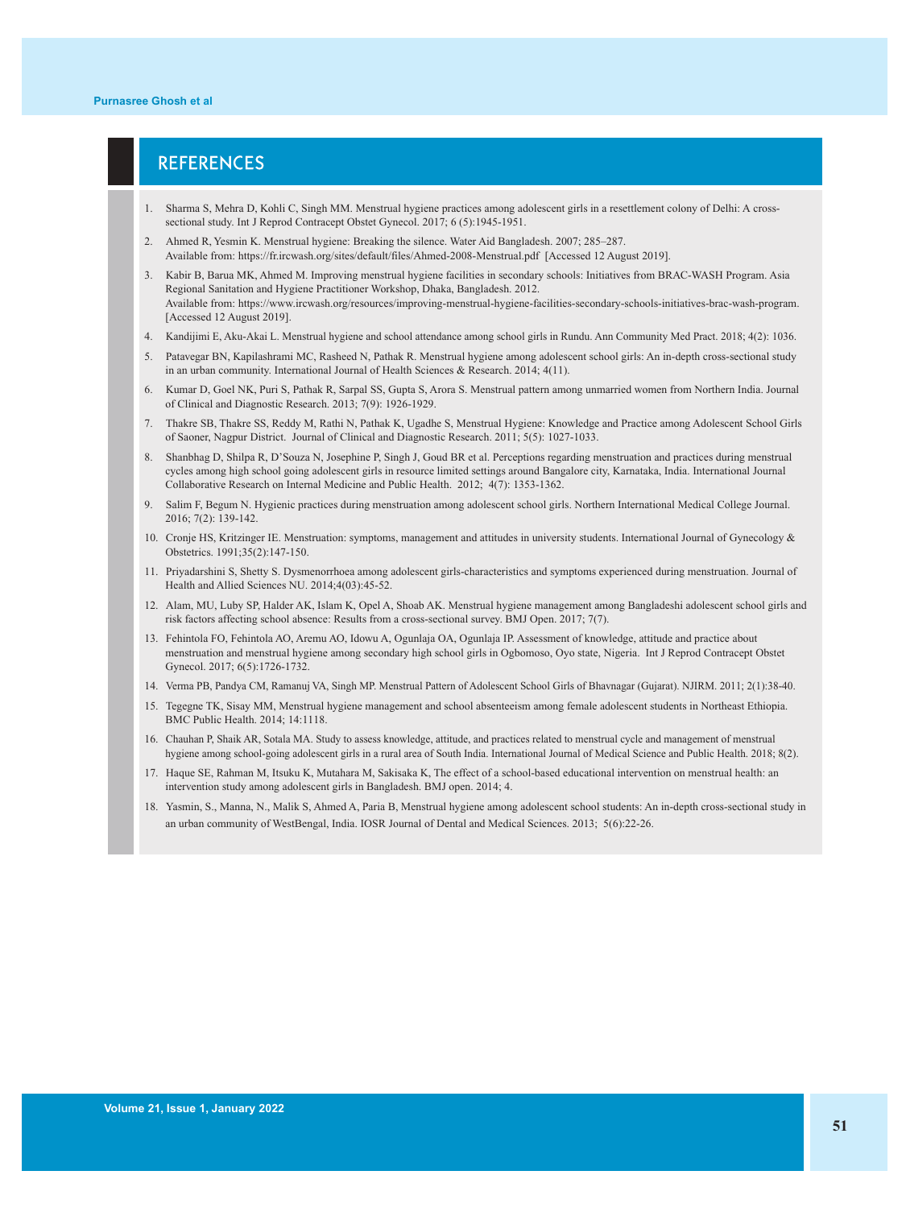## REFERENCES

1. Sharma S, Mehra D, Kohli C, Singh MM. Menstrual hygiene practices among adolescent girls in a resettlement colony of Delhi: A cross-sectional study. Int J Reprod Contracept Obstet Gynecol. 2017; 6 (5):1945-1951.
2. Ahmed R, Yesmin K. Menstrual hygiene: Breaking the silence. Water Aid Bangladesh. 2007; 285–287. Available from: https://fr.ircwash.org/sites/default/files/Ahmed-2008-Menstrual.pdf [Accessed 12 August 2019].
3. Kabir B, Barua MK, Ahmed M. Improving menstrual hygiene facilities in secondary schools: Initiatives from BRAC-WASH Program. Asia Regional Sanitation and Hygiene Practitioner Workshop, Dhaka, Bangladesh. 2012. Available from: https://www.ircwash.org/resources/improving-menstrual-hygiene-facilities-secondary-schools-initiatives-brac-wash-program. [Accessed 12 August 2019].
4. Kandijimi E, Aku-Akai L. Menstrual hygiene and school attendance among school girls in Rundu. Ann Community Med Pract. 2018; 4(2): 1036.
5. Patavegar BN, Kapilashrami MC, Rasheed N, Pathak R. Menstrual hygiene among adolescent school girls: An in-depth cross-sectional study in an urban community. International Journal of Health Sciences & Research. 2014; 4(11).
6. Kumar D, Goel NK, Puri S, Pathak R, Sarpal SS, Gupta S, Arora S. Menstrual pattern among unmarried women from Northern India. Journal of Clinical and Diagnostic Research. 2013; 7(9): 1926-1929.
7. Thakre SB, Thakre SS, Reddy M, Rathi N, Pathak K, Ugadhe S, Menstrual Hygiene: Knowledge and Practice among Adolescent School Girls of Saoner, Nagpur District. Journal of Clinical and Diagnostic Research. 2011; 5(5): 1027-1033.
8. Shanbhag D, Shilpa R, D'Souza N, Josephine P, Singh J, Goud BR et al. Perceptions regarding menstruation and practices during menstrual cycles among high school going adolescent girls in resource limited settings around Bangalore city, Karnataka, India. International Journal Collaborative Research on Internal Medicine and Public Health. 2012; 4(7): 1353-1362.
9. Salim F, Begum N. Hygienic practices during menstruation among adolescent school girls. Northern International Medical College Journal. 2016; 7(2): 139-142.
10. Cronje HS, Kritzinger IE. Menstruation: symptoms, management and attitudes in university students. International Journal of Gynecology & Obstetrics. 1991;35(2):147-150.
11. Priyadarshini S, Shetty S. Dysmenorrhoea among adolescent girls-characteristics and symptoms experienced during menstruation. Journal of Health and Allied Sciences NU. 2014;4(03):45-52.
12. Alam, MU, Luby SP, Halder AK, Islam K, Opel A, Shoab AK. Menstrual hygiene management among Bangladeshi adolescent school girls and risk factors affecting school absence: Results from a cross-sectional survey. BMJ Open. 2017; 7(7).
13. Fehintola FO, Fehintola AO, Aremu AO, Idowu A, Ogunlaja OA, Ogunlaja IP. Assessment of knowledge, attitude and practice about menstruation and menstrual hygiene among secondary high school girls in Ogbomoso, Oyo state, Nigeria. Int J Reprod Contracept Obstet Gynecol. 2017; 6(5):1726-1732.
14. Verma PB, Pandya CM, Ramanuj VA, Singh MP. Menstrual Pattern of Adolescent School Girls of Bhavnagar (Gujarat). NJIRM. 2011; 2(1):38-40.
15. Tegegne TK, Sisay MM, Menstrual hygiene management and school absenteeism among female adolescent students in Northeast Ethiopia. BMC Public Health. 2014; 14:1118.
16. Chauhan P, Shaik AR, Sotala MA. Study to assess knowledge, attitude, and practices related to menstrual cycle and management of menstrual hygiene among school-going adolescent girls in a rural area of South India. International Journal of Medical Science and Public Health. 2018; 8(2).
17. Haque SE, Rahman M, Itsuku K, Mutahara M, Sakisaka K, The effect of a school-based educational intervention on menstrual health: an intervention study among adolescent girls in Bangladesh. BMJ open. 2014; 4.
18. Yasmin, S., Manna, N., Malik S, Ahmed A, Paria B, Menstrual hygiene among adolescent school students: An in-depth cross-sectional study in an urban community of WestBengal, India. IOSR Journal of Dental and Medical Sciences. 2013; 5(6):22-26.